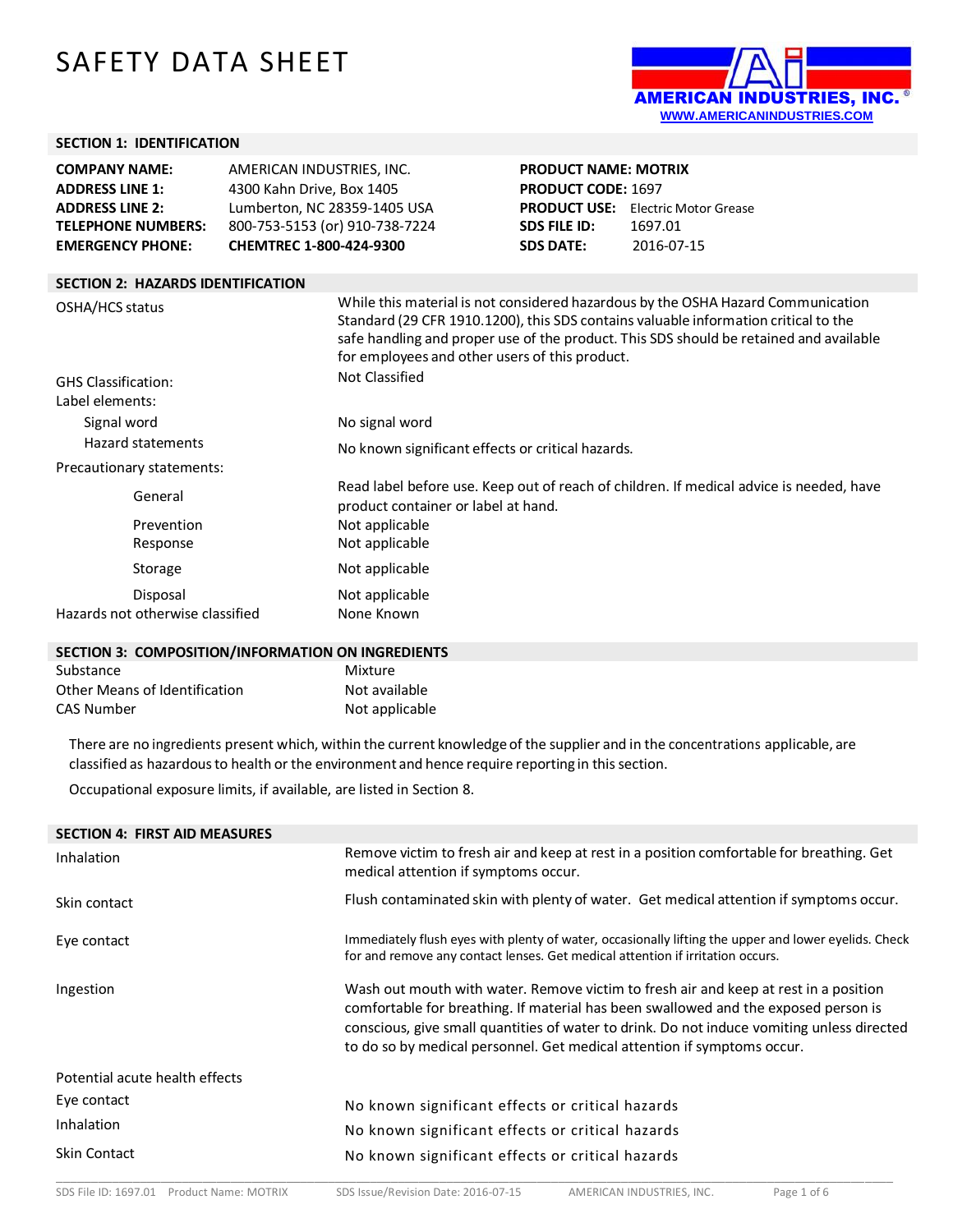# SAFETY DATA SHEET

AMERICAN INDUSTRIES, INC.®
WWW.AMERICANINDUSTRIES.COM

## SECTION 1: IDENTIFICATION

| | | | |
|---|---|---|---|
| **COMPANY NAME:** | AMERICAN INDUSTRIES, INC. | **PRODUCT NAME: MOTRIX** | |
| **ADDRESS LINE 1:** | 4300 Kahn Drive, Box 1405 | **PRODUCT CODE:** 1697 | |
| **ADDRESS LINE 2:** | Lumberton, NC 28359-1405 USA | **PRODUCT USE:** | Electric Motor Grease |
| **TELEPHONE NUMBERS:** | 800-753-5153 (or) 910-738-7224 | **SDS FILE ID:** | 1697.01 |
| **EMERGENCY PHONE:** | **CHEMTREC 1-800-424-9300** | **SDS DATE:** | 2016-07-15 |

## SECTION 2: HAZARDS IDENTIFICATION

| | |
|---|---|
| OSHA/HCS status | While this material is not considered hazardous by the OSHA Hazard Communication Standard (29 CFR 1910.1200), this SDS contains valuable information critical to the safe handling and proper use of the product. This SDS should be retained and available for employees and other users of this product. |
| GHS Classification: | Not Classified |
| Label elements: | |
| Signal word | No signal word |
| Hazard statements | No known significant effects or critical hazards. |
| Precautionary statements: | |
| General | Read label before use. Keep out of reach of children. If medical advice is needed, have product container or label at hand. |
| Prevention | Not applicable |
| Response | Not applicable |
| Storage | Not applicable |
| Disposal | Not applicable |
| Hazards not otherwise classified | None Known |

## SECTION 3: COMPOSITION/INFORMATION ON INGREDIENTS

| | |
|---|---|
| Substance | Mixture |
| Other Means of Identification | Not available |
| CAS Number | Not applicable |

There are no ingredients present which, within the current knowledge of the supplier and in the concentrations applicable, are classified as hazardous to health or the environment and hence require reporting in this section.

Occupational exposure limits, if available, are listed in Section 8.

## SECTION 4: FIRST AID MEASURES

| | |
|---|---|
| Inhalation | Remove victim to fresh air and keep at rest in a position comfortable for breathing. Get medical attention if symptoms occur. |
| Skin contact | Flush contaminated skin with plenty of water. Get medical attention if symptoms occur. |
| Eye contact | Immediately flush eyes with plenty of water, occasionally lifting the upper and lower eyelids. Check for and remove any contact lenses. Get medical attention if irritation occurs. |
| Ingestion | Wash out mouth with water. Remove victim to fresh air and keep at rest in a position comfortable for breathing. If material has been swallowed and the exposed person is conscious, give small quantities of water to drink. Do not induce vomiting unless directed to do so by medical personnel. Get medical attention if symptoms occur. |
| Potential acute health effects | |
| Eye contact | No known significant effects or critical hazards |
| Inhalation | No known significant effects or critical hazards |
| Skin Contact | No known significant effects or critical hazards |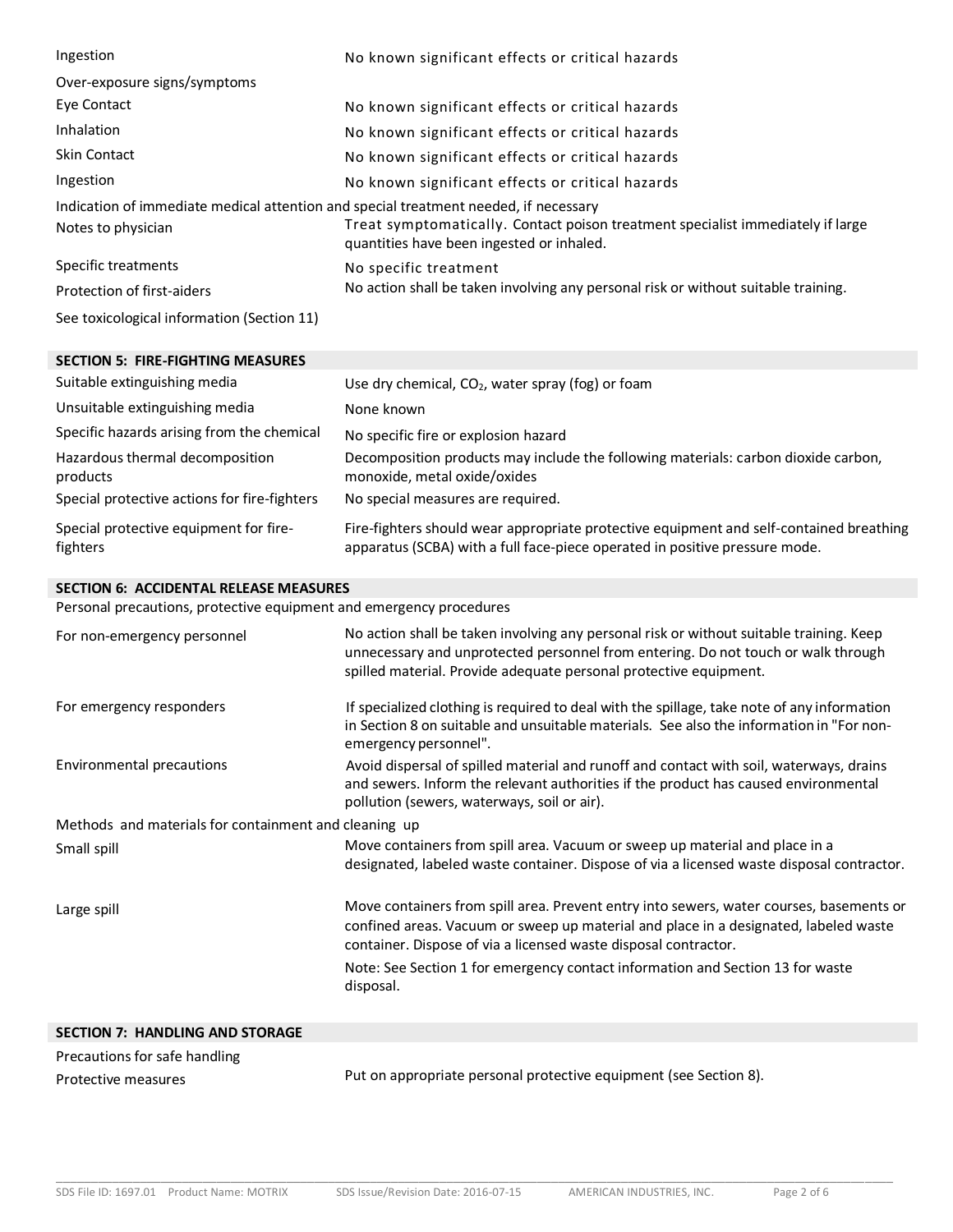| | |
|---|---|
| Ingestion | No known significant effects or critical hazards |
| Over-exposure signs/symptoms | |
| Eye Contact | No known significant effects or critical hazards |
| Inhalation | No known significant effects or critical hazards |
| Skin Contact | No known significant effects or critical hazards |
| Ingestion | No known significant effects or critical hazards |

Indication of immediate medical attention and special treatment needed, if necessary

| | |
|---|---|
| Notes to physician | Treat symptomatically. Contact poison treatment specialist immediately if large quantities have been ingested or inhaled. |
| Specific treatments | No specific treatment |
| Protection of first-aiders | No action shall be taken involving any personal risk or without suitable training. |

See toxicological information (Section 11)

## SECTION 5: FIRE-FIGHTING MEASURES

| | |
|---|---|
| Suitable extinguishing media | Use dry chemical, $CO_2$, water spray (fog) or foam |
| Unsuitable extinguishing media | None known |
| Specific hazards arising from the chemical | No specific fire or explosion hazard |
| Hazardous thermal decomposition products | Decomposition products may include the following materials: carbon dioxide carbon, monoxide, metal oxide/oxides |
| Special protective actions for fire-fighters | No special measures are required. |
| Special protective equipment for fire-fighters | Fire-fighters should wear appropriate protective equipment and self-contained breathing apparatus (SCBA) with a full face-piece operated in positive pressure mode. |

## SECTION 6: ACCIDENTAL RELEASE MEASURES

Personal precautions, protective equipment and emergency procedures

| | |
|---|---|
| For non-emergency personnel | No action shall be taken involving any personal risk or without suitable training. Keep unnecessary and unprotected personnel from entering. Do not touch or walk through spilled material. Provide adequate personal protective equipment. |
| For emergency responders | If specialized clothing is required to deal with the spillage, take note of any information in Section 8 on suitable and unsuitable materials. See also the information in "For non-emergency personnel". |
| Environmental precautions | Avoid dispersal of spilled material and runoff and contact with soil, waterways, drains and sewers. Inform the relevant authorities if the product has caused environmental pollution (sewers, waterways, soil or air). |

Methods and materials for containment and cleaning up

| | |
|---|---|
| Small spill | Move containers from spill area. Vacuum or sweep up material and place in a designated, labeled waste container. Dispose of via a licensed waste disposal contractor. |
| Large spill | Move containers from spill area. Prevent entry into sewers, water courses, basements or confined areas. Vacuum or sweep up material and place in a designated, labeled waste container. Dispose of via a licensed waste disposal contractor. |

Note: See Section 1 for emergency contact information and Section 13 for waste disposal.

## SECTION 7: HANDLING AND STORAGE

Precautions for safe handling

| | |
|---|---|
| Protective measures | Put on appropriate personal protective equipment (see Section 8). |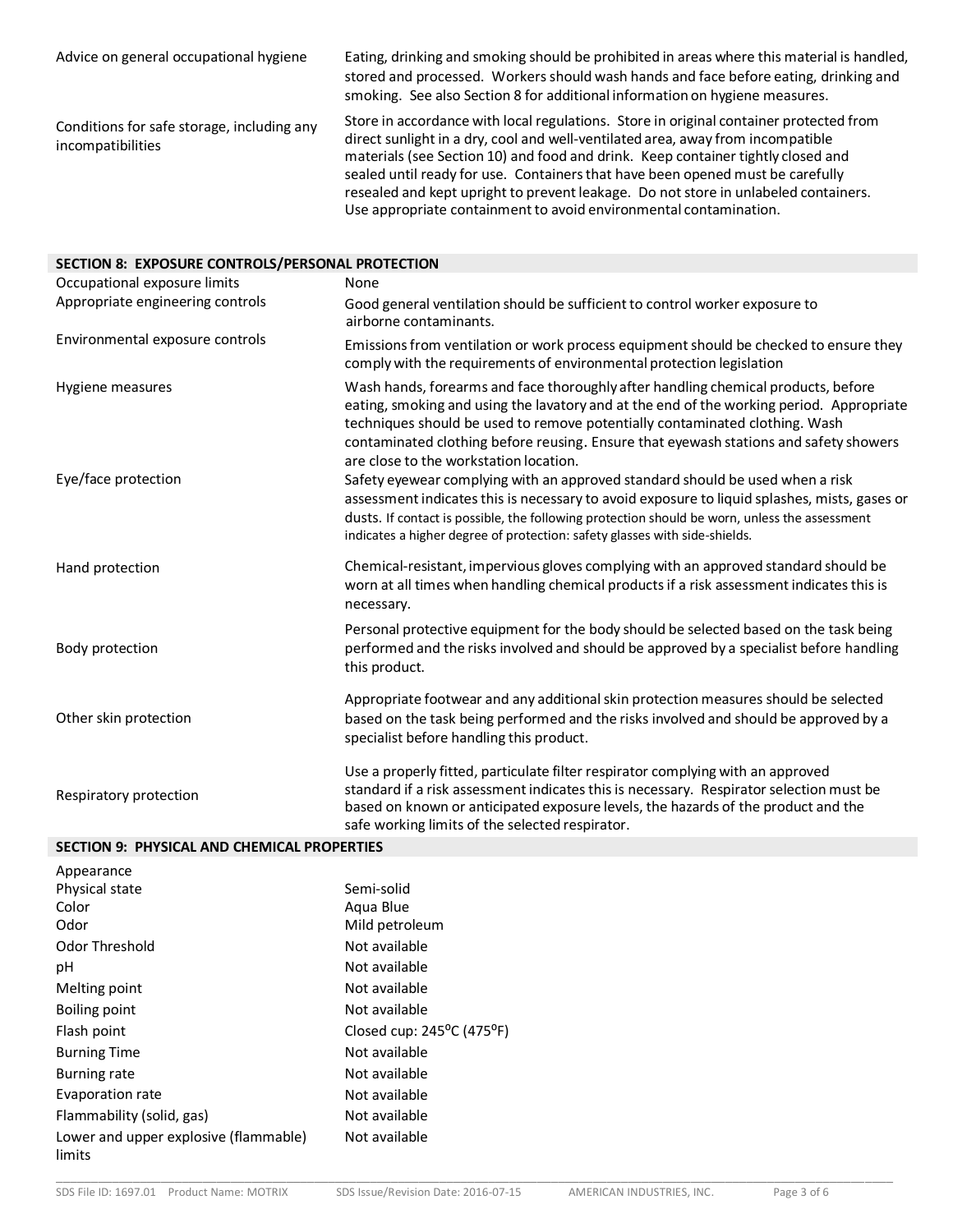| | |
|---|---|
| Advice on general occupational hygiene | Eating, drinking and smoking should be prohibited in areas where this material is handled, stored and processed. Workers should wash hands and face before eating, drinking and smoking. See also Section 8 for additional information on hygiene measures. |
| Conditions for safe storage, including any incompatibilities | Store in accordance with local regulations. Store in original container protected from direct sunlight in a dry, cool and well-ventilated area, away from incompatible materials (see Section 10) and food and drink. Keep container tightly closed and sealed until ready for use. Containers that have been opened must be carefully resealed and kept upright to prevent leakage. Do not store in unlabeled containers. Use appropriate containment to avoid environmental contamination. |

## SECTION 8: EXPOSURE CONTROLS/PERSONAL PROTECTION

| | |
|---|---|
| Occupational exposure limits | None |
| Appropriate engineering controls | Good general ventilation should be sufficient to control worker exposure to airborne contaminants. |
| Environmental exposure controls | Emissions from ventilation or work process equipment should be checked to ensure they comply with the requirements of environmental protection legislation |
| Hygiene measures | Wash hands, forearms and face thoroughly after handling chemical products, before eating, smoking and using the lavatory and at the end of the working period. Appropriate techniques should be used to remove potentially contaminated clothing. Wash contaminated clothing before reusing. Ensure that eyewash stations and safety showers are close to the workstation location. |
| Eye/face protection | Safety eyewear complying with an approved standard should be used when a risk assessment indicates this is necessary to avoid exposure to liquid splashes, mists, gases or dusts. If contact is possible, the following protection should be worn, unless the assessment indicates a higher degree of protection: safety glasses with side-shields. |
| Hand protection | Chemical-resistant, impervious gloves complying with an approved standard should be worn at all times when handling chemical products if a risk assessment indicates this is necessary. |
| Body protection | Personal protective equipment for the body should be selected based on the task being performed and the risks involved and should be approved by a specialist before handling this product. |
| Other skin protection | Appropriate footwear and any additional skin protection measures should be selected based on the task being performed and the risks involved and should be approved by a specialist before handling this product. |
| Respiratory protection | Use a properly fitted, particulate filter respirator complying with an approved standard if a risk assessment indicates this is necessary. Respirator selection must be based on known or anticipated exposure levels, the hazards of the product and the safe working limits of the selected respirator. |

## SECTION 9: PHYSICAL AND CHEMICAL PROPERTIES

| | |
|---|---|
| Appearance | |
| Physical state | Semi-solid |
| Color | Aqua Blue |
| Odor | Mild petroleum |
| Odor Threshold | Not available |
| pH | Not available |
| Melting point | Not available |
| Boiling point | Not available |
| Flash point | Closed cup: 245°C (475°F) |
| Burning Time | Not available |
| Burning rate | Not available |
| Evaporation rate | Not available |
| Flammability (solid, gas) | Not available |
| Lower and upper explosive (flammable) limits | Not available |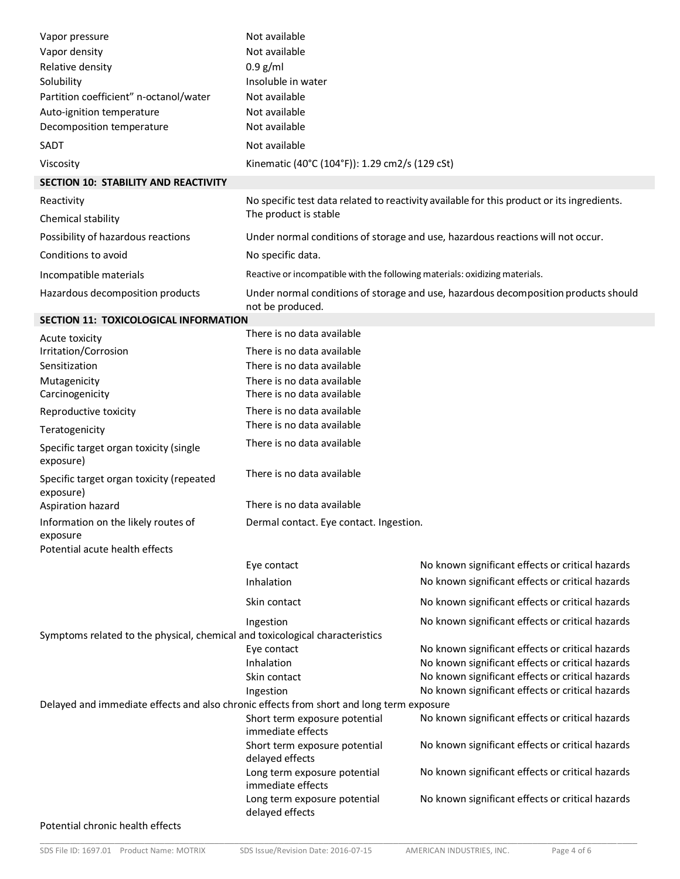| | |
|---|---|
| Vapor pressure | Not available |
| Vapor density | Not available |
| Relative density | 0.9 g/ml |
| Solubility | Insoluble in water |
| Partition coefficient" n-octanol/water | Not available |
| Auto-ignition temperature | Not available |
| Decomposition temperature | Not available |
| SADT | Not available |
| Viscosity | Kinematic (40°C (104°F)): 1.29 cm2/s (129 cSt) |

## SECTION 10: STABILITY AND REACTIVITY

| | |
|---|---|
| Reactivity | No specific test data related to reactivity available for this product or its ingredients. |
| Chemical stability | The product is stable |
| Possibility of hazardous reactions | Under normal conditions of storage and use, hazardous reactions will not occur. |
| Conditions to avoid | No specific data. |
| Incompatible materials | Reactive or incompatible with the following materials: oxidizing materials. |
| Hazardous decomposition products | Under normal conditions of storage and use, hazardous decomposition products should not be produced. |

## SECTION 11: TOXICOLOGICAL INFORMATION

| | |
|---|---|
| Acute toxicity | There is no data available |
| Irritation/Corrosion | There is no data available |
| Sensitization | There is no data available |
| Mutagenicity | There is no data available |
| Carcinogenicity | There is no data available |
| Reproductive toxicity | There is no data available |
| Teratogenicity | There is no data available |
| Specific target organ toxicity (single exposure) | There is no data available |
| Specific target organ toxicity (repeated exposure) | There is no data available |
| Aspiration hazard | There is no data available |
| Information on the likely routes of exposure | Dermal contact. Eye contact. Ingestion. |

Potential acute health effects

| | |
|---|---|
| Eye contact | No known significant effects or critical hazards |
| Inhalation | No known significant effects or critical hazards |
| Skin contact | No known significant effects or critical hazards |
| Ingestion | No known significant effects or critical hazards |

Symptoms related to the physical, chemical and toxicological characteristics

| | |
|---|---|
| Eye contact | No known significant effects or critical hazards |
| Inhalation | No known significant effects or critical hazards |
| Skin contact | No known significant effects or critical hazards |
| Ingestion | No known significant effects or critical hazards |

Delayed and immediate effects and also chronic effects from short and long term exposure

| | |
|---|---|
| Short term exposure potential immediate effects | No known significant effects or critical hazards |
| Short term exposure potential delayed effects | No known significant effects or critical hazards |
| Long term exposure potential immediate effects | No known significant effects or critical hazards |
| Long term exposure potential delayed effects | No known significant effects or critical hazards |

Potential chronic health effects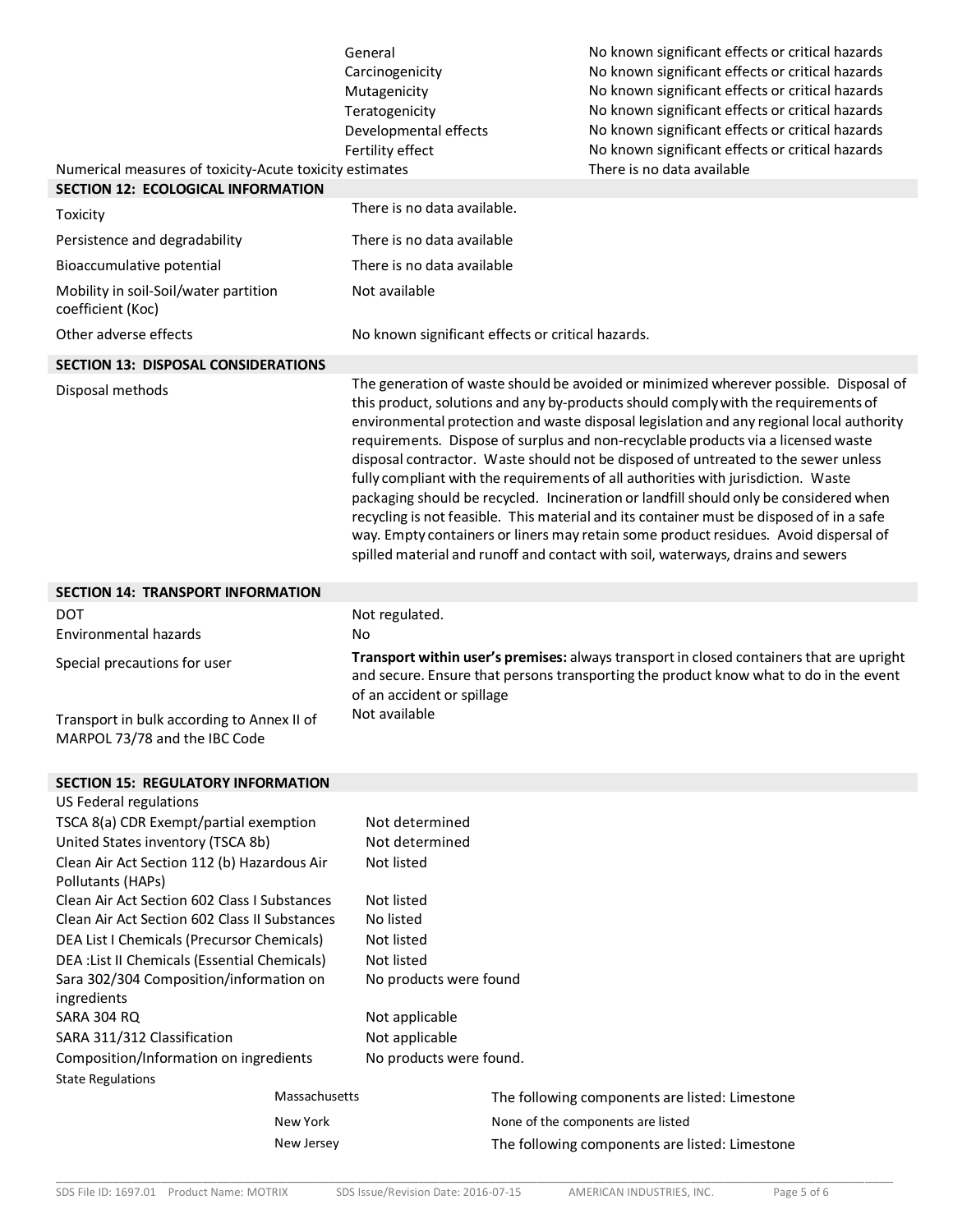| | |
|---|---|
| General | No known significant effects or critical hazards |
| Carcinogenicity | No known significant effects or critical hazards |
| Mutagenicity | No known significant effects or critical hazards |
| Teratogenicity | No known significant effects or critical hazards |
| Developmental effects | No known significant effects or critical hazards |
| Fertility effect | No known significant effects or critical hazards |

Numerical measures of toxicity-Acute toxicity estimates — There is no data available

## SECTION 12: ECOLOGICAL INFORMATION

| | |
|---|---|
| Toxicity | There is no data available. |
| Persistence and degradability | There is no data available |
| Bioaccumulative potential | There is no data available |
| Mobility in soil-Soil/water partition coefficient (Koc) | Not available |
| Other adverse effects | No known significant effects or critical hazards. |

## SECTION 13: DISPOSAL CONSIDERATIONS

| | |
|---|---|
| Disposal methods | The generation of waste should be avoided or minimized wherever possible. Disposal of this product, solutions and any by-products should comply with the requirements of environmental protection and waste disposal legislation and any regional local authority requirements. Dispose of surplus and non-recyclable products via a licensed waste disposal contractor. Waste should not be disposed of untreated to the sewer unless fully compliant with the requirements of all authorities with jurisdiction. Waste packaging should be recycled. Incineration or landfill should only be considered when recycling is not feasible. This material and its container must be disposed of in a safe way. Empty containers or liners may retain some product residues. Avoid dispersal of spilled material and runoff and contact with soil, waterways, drains and sewers |

## SECTION 14: TRANSPORT INFORMATION

| | |
|---|---|
| DOT | Not regulated. |
| Environmental hazards | No |
| Special precautions for user | **Transport within user's premises:** always transport in closed containers that are upright and secure. Ensure that persons transporting the product know what to do in the event of an accident or spillage |
| Transport in bulk according to Annex II of MARPOL 73/78 and the IBC Code | Not available |

## SECTION 15: REGULATORY INFORMATION

US Federal regulations

| | |
|---|---|
| TSCA 8(a) CDR Exempt/partial exemption | Not determined |
| United States inventory (TSCA 8b) | Not determined |
| Clean Air Act Section 112 (b) Hazardous Air Pollutants (HAPs) | Not listed |
| Clean Air Act Section 602 Class I Substances | Not listed |
| Clean Air Act Section 602 Class II Substances | No listed |
| DEA List I Chemicals (Precursor Chemicals) | Not listed |
| DEA :List II Chemicals (Essential Chemicals) | Not listed |
| Sara 302/304 Composition/information on ingredients | No products were found |
| SARA 304 RQ | Not applicable |
| SARA 311/312 Classification | Not applicable |
| Composition/Information on ingredients | No products were found. |

State Regulations

| | |
|---|---|
| Massachusetts | The following components are listed: Limestone |
| New York | None of the components are listed |
| New Jersey | The following components are listed: Limestone |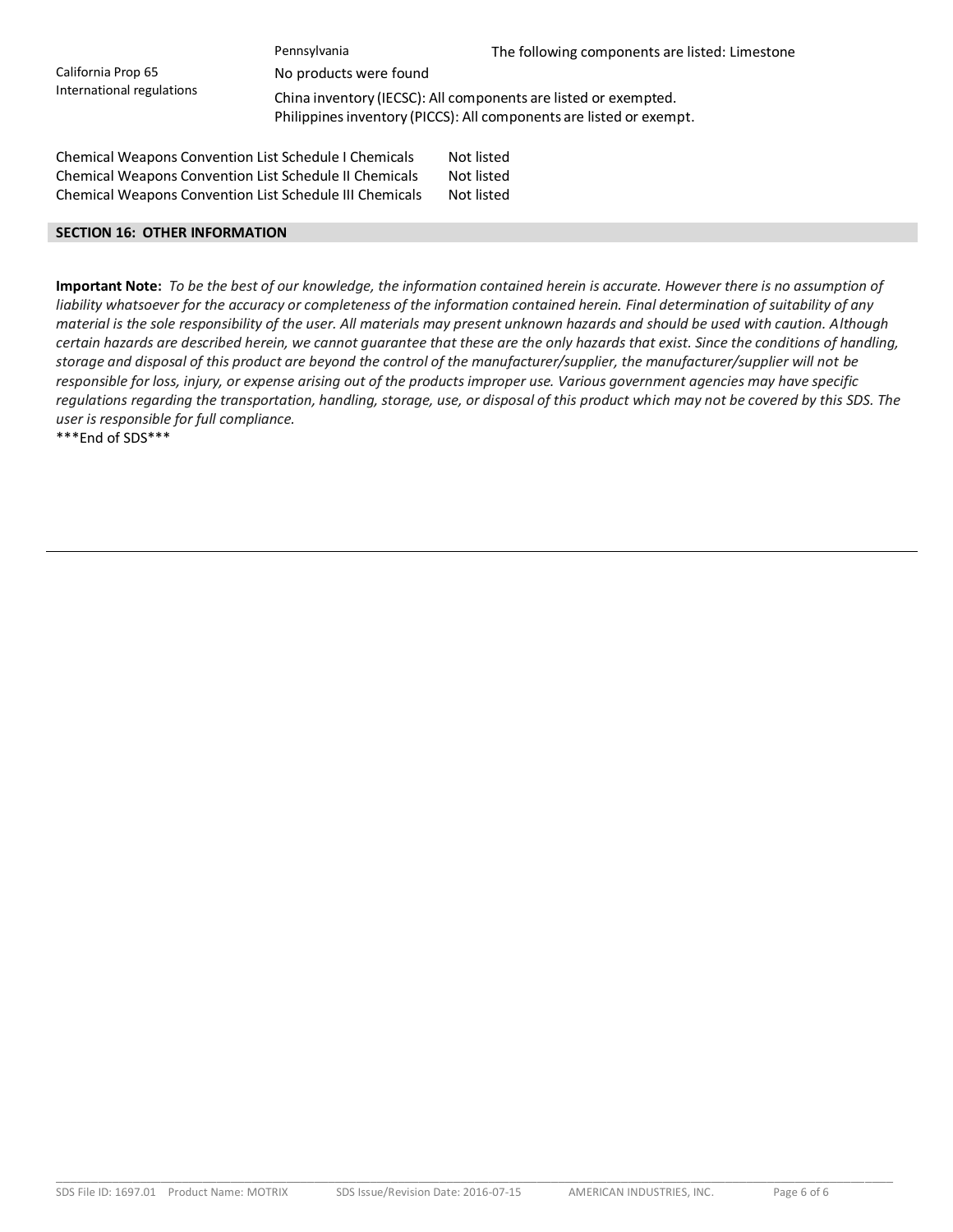| | | |
|---|---|---|
| | Pennsylvania | The following components are listed: Limestone |
| California Prop 65 | No products were found | |
| International regulations | China inventory (IECSC): All components are listed or exempted.<br>Philippines inventory (PICCS): All components are listed or exempt. | |

| | |
|---|---|
| Chemical Weapons Convention List Schedule I Chemicals | Not listed |
| Chemical Weapons Convention List Schedule II Chemicals | Not listed |
| Chemical Weapons Convention List Schedule III Chemicals | Not listed |

## SECTION 16: OTHER INFORMATION

**Important Note:** *To be the best of our knowledge, the information contained herein is accurate. However there is no assumption of liability whatsoever for the accuracy or completeness of the information contained herein. Final determination of suitability of any material is the sole responsibility of the user. All materials may present unknown hazards and should be used with caution. Although certain hazards are described herein, we cannot guarantee that these are the only hazards that exist. Since the conditions of handling, storage and disposal of this product are beyond the control of the manufacturer/supplier, the manufacturer/supplier will not be responsible for loss, injury, or expense arising out of the products improper use. Various government agencies may have specific regulations regarding the transportation, handling, storage, use, or disposal of this product which may not be covered by this SDS. The user is responsible for full compliance.*

\*\*\*End of SDS\*\*\*